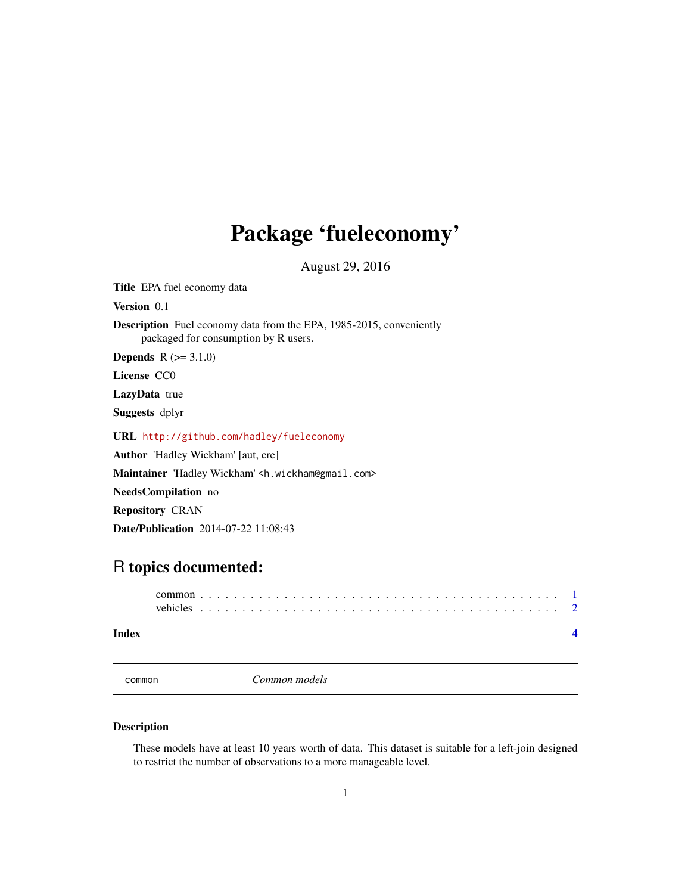# Package 'fueleconomy'

August 29, 2016

**Title** EPA fuel economy data

**Version** 0.1

**Description** Fuel economy data from the EPA, 1985-2015, conveniently packaged for consumption by R users.

**Depends** R (>= 3.1.0)

**License** CC0

**LazyData** true

**Suggests** dplyr

**URL** http://github.com/hadley/fueleconomy

**Author** 'Hadley Wickham' [aut, cre]

**Maintainer** 'Hadley Wickham' <h.wickham@gmail.com>

**NeedsCompilation** no

**Repository** CRAN

**Date/Publication** 2014-07-22 11:08:43

## R topics documented:

common . . . . . . . . . . . . . . . . . . . . . . . . . . . . . . . . . . . . . . . . . . 1
vehicles . . . . . . . . . . . . . . . . . . . . . . . . . . . . . . . . . . . . . . . . . . 2

**Index** **4**

---

`common` *Common models*

---

### Description

These models have at least 10 years worth of data. This dataset is suitable for a left-join designed to restrict the number of observations to a more manageable level.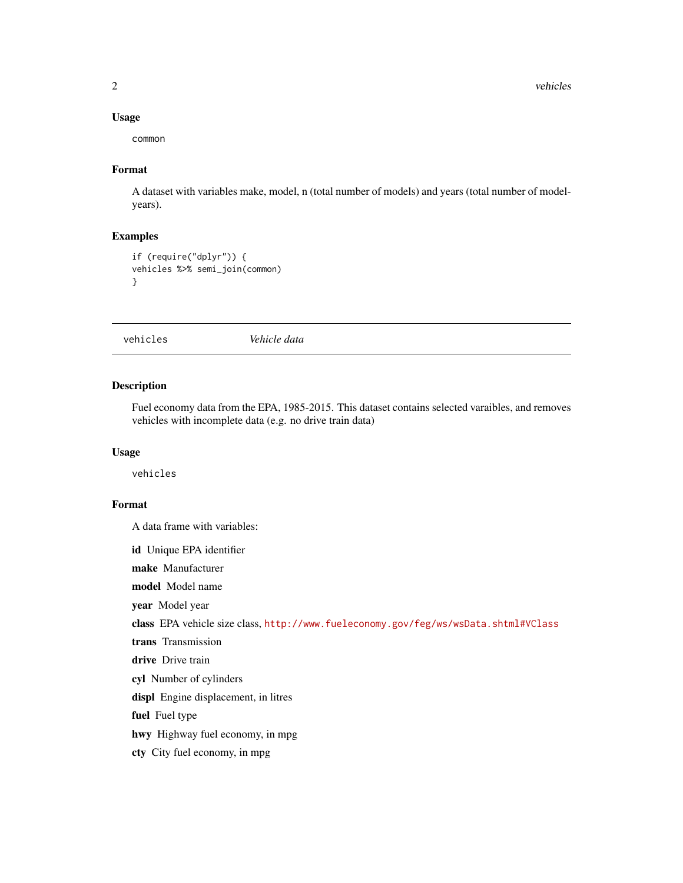### Usage

```
common
```

### Format

A dataset with variables make, model, n (total number of models) and years (total number of model-years).

### Examples

```
if (require("dplyr")) {
vehicles %>% semi_join(common)
}
```

---

## vehicles *Vehicle data*

---

### Description

Fuel economy data from the EPA, 1985-2015. This dataset contains selected varaibles, and removes vehicles with incomplete data (e.g. no drive train data)

### Usage

```
vehicles
```

### Format

A data frame with variables:

**id** Unique EPA identifier

**make** Manufacturer

**model** Model name

**year** Model year

**class** EPA vehicle size class, http://www.fueleconomy.gov/feg/ws/wsData.shtml#VClass

**trans** Transmission

**drive** Drive train

**cyl** Number of cylinders

**displ** Engine displacement, in litres

**fuel** Fuel type

**hwy** Highway fuel economy, in mpg

**cty** City fuel economy, in mpg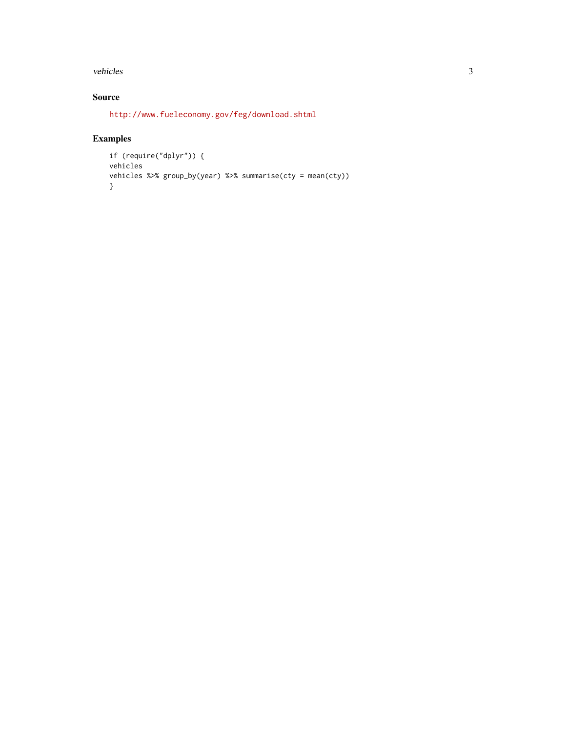## Source

http://www.fueleconomy.gov/feg/download.shtml

## Examples

```
if (require("dplyr")) {
vehicles
vehicles %>% group_by(year) %>% summarise(cty = mean(cty))
}
```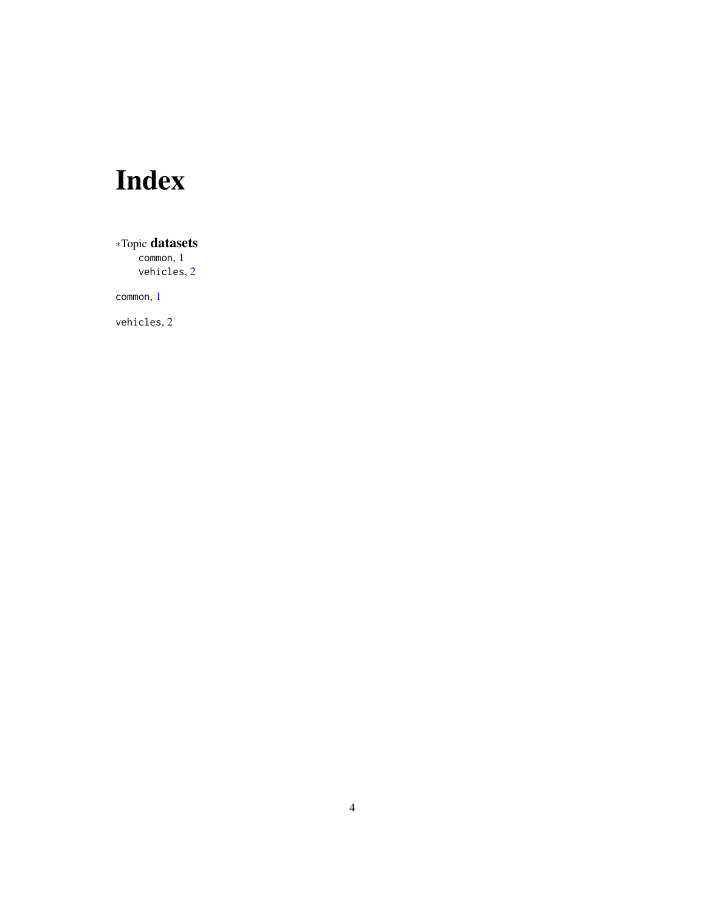# Index

∗Topic **datasets**
- `common`, 1
- `vehicles`, 2

`common`, 1

`vehicles`, 2